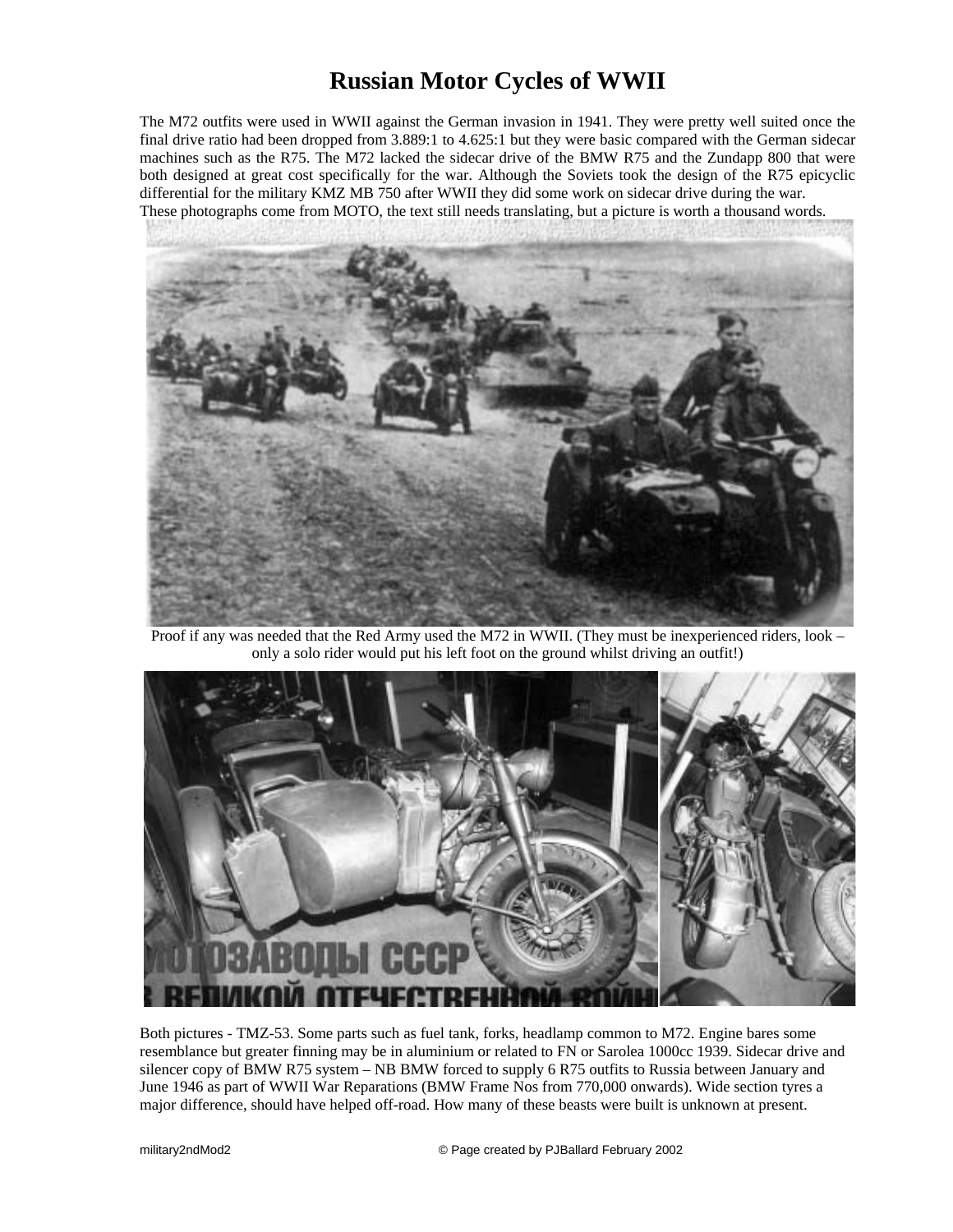# Russian Motor Cycles of WWII

The M72 outfits were used in WWII against the German invasion in 1941. They were pretty well suited once the final drive ratio had been dropped from 3.889:1 to 4.625:1 but they were basic compared with the German sidecar machines such as the R75. The M72 lacked the sidecar drive of the BMW R75 and the Zundapp 800 that were both designed at great cost specifically for the war. Although the Soviets took the design of the R75 epicyclic differential for the military KMZ MB 750 after WWII they did some work on sidecar drive during the war.
These photographs come from MOTO, the text still needs translating, but a picture is worth a thousand words.

Proof if any was needed that the Red Army used the M72 in WWII. (They must be inexperienced riders, look – only a solo rider would put his left foot on the ground whilst driving an outfit!)

Both pictures - TMZ-53. Some parts such as fuel tank, forks, headlamp common to M72. Engine bares some resemblance but greater finning may be in aluminium or related to FN or Sarolea 1000cc 1939. Sidecar drive and silencer copy of BMW R75 system – NB BMW forced to supply 6 R75 outfits to Russia between January and June 1946 as part of WWII War Reparations (BMW Frame Nos from 770,000 onwards). Wide section tyres a major difference, should have helped off-road. How many of these beasts were built is unknown at present.

military2ndMod2 © Page created by PJBallard February 2002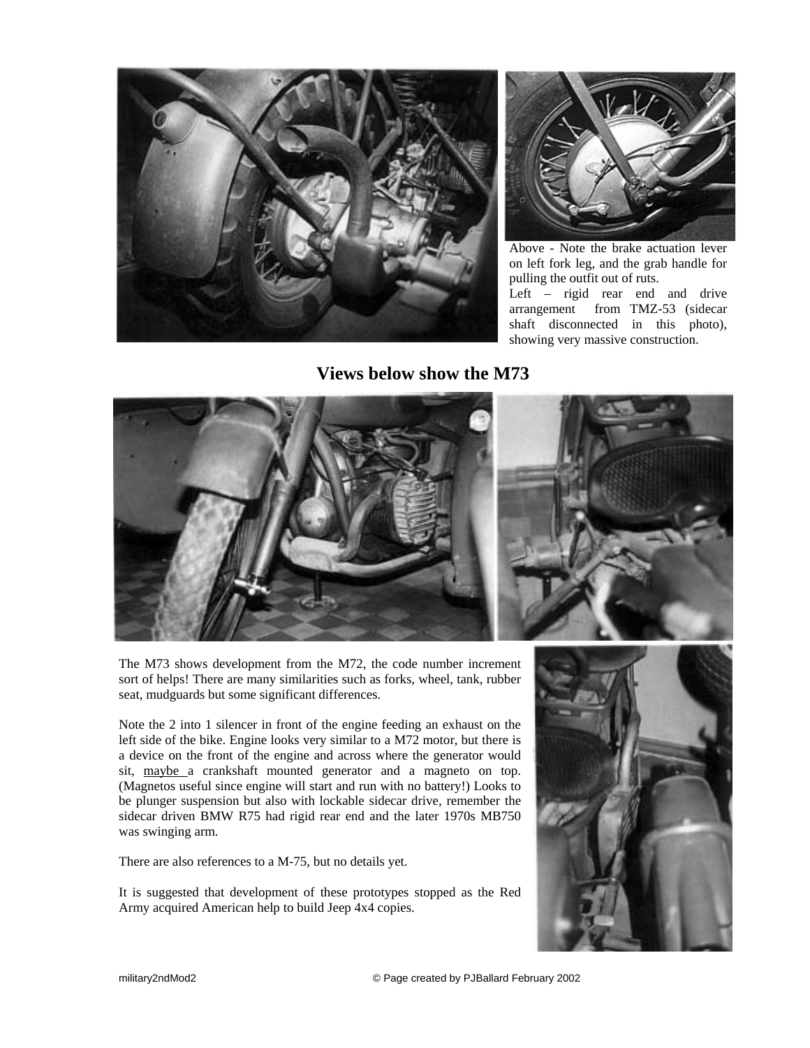Above - Note the brake actuation lever on left fork leg, and the grab handle for pulling the outfit out of ruts.

Left – rigid rear end and drive arrangement from TMZ-53 (sidecar shaft disconnected in this photo), showing very massive construction.

## Views below show the M73

The M73 shows development from the M72, the code number increment sort of helps! There are many similarities such as forks, wheel, tank, rubber seat, mudguards but some significant differences.

Note the 2 into 1 silencer in front of the engine feeding an exhaust on the left side of the bike. Engine looks very similar to a M72 motor, but there is a device on the front of the engine and across where the generator would sit, maybe a crankshaft mounted generator and a magneto on top. (Magnetos useful since engine will start and run with no battery!) Looks to be plunger suspension but also with lockable sidecar drive, remember the sidecar driven BMW R75 had rigid rear end and the later 1970s MB750 was swinging arm.

There are also references to a M-75, but no details yet.

It is suggested that development of these prototypes stopped as the Red Army acquired American help to build Jeep 4x4 copies.